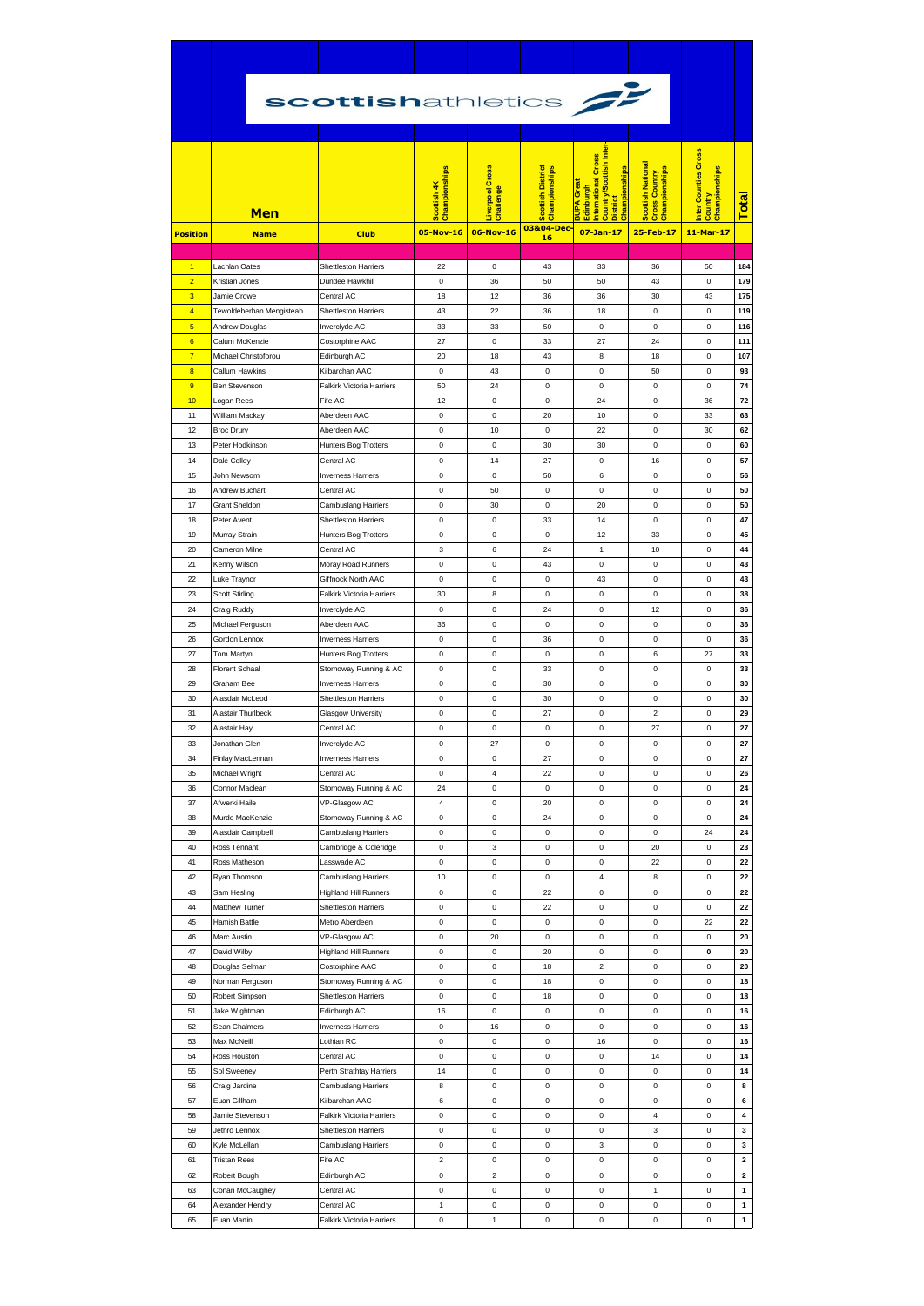# scottishathletics

| Position | Men<br>Name | Club | Scottish 4K Championships<br>05-Nov-16 | Liverpool Cross Challenge<br>06-Nov-16 | Scottish District Championships<br>03&04-Dec-16 | BUPA Great Edinburgh International Cross Country/Scottish Inter-District Championships<br>07-Jan-17 | Scottish National Cross Country Championships<br>25-Feb-17 | Inter Counties Cross Country Championships<br>11-Mar-17 | Total |
|---|---|---|---|---|---|---|---|---|---|
| 1 | Lachlan Oates | Shettleston Harriers | 22 | 0 | 43 | 33 | 36 | 50 | 184 |
| 2 | Kristian Jones | Dundee Hawkhill | 0 | 36 | 50 | 50 | 43 | 0 | 179 |
| 3 | Jamie Crowe | Central AC | 18 | 12 | 36 | 36 | 30 | 43 | 175 |
| 4 | Tewoldeberhan Mengisteab | Shettleston Harriers | 43 | 22 | 36 | 18 | 0 | 0 | 119 |
| 5 | Andrew Douglas | Inverclyde AC | 33 | 33 | 50 | 0 | 0 | 0 | 116 |
| 6 | Calum McKenzie | Costorphine AAC | 27 | 0 | 33 | 27 | 24 | 0 | 111 |
| 7 | Michael Christoforou | Edinburgh AC | 20 | 18 | 43 | 8 | 18 | 0 | 107 |
| 8 | Callum Hawkins | Kilbarchan AAC | 0 | 43 | 0 | 0 | 50 | 0 | 93 |
| 9 | Ben Stevenson | Falkirk Victoria Harriers | 50 | 24 | 0 | 0 | 0 | 0 | 74 |
| 10 | Logan Rees | Fife AC | 12 | 0 | 0 | 24 | 0 | 36 | 72 |
| 11 | William Mackay | Aberdeen AAC | 0 | 0 | 20 | 10 | 0 | 33 | 63 |
| 12 | Broc Drury | Aberdeen AAC | 0 | 10 | 0 | 22 | 0 | 30 | 62 |
| 13 | Peter Hodkinson | Hunters Bog Trotters | 0 | 0 | 30 | 30 | 0 | 0 | 60 |
| 14 | Dale Colley | Central AC | 0 | 14 | 27 | 0 | 16 | 0 | 57 |
| 15 | John Newsom | Inverness Harriers | 0 | 0 | 50 | 6 | 0 | 0 | 56 |
| 16 | Andrew Buchart | Central AC | 0 | 50 | 0 | 0 | 0 | 0 | 50 |
| 17 | Grant Sheldon | Cambuslang Harriers | 0 | 30 | 0 | 20 | 0 | 0 | 50 |
| 18 | Peter Avent | Shettleston Harriers | 0 | 0 | 33 | 14 | 0 | 0 | 47 |
| 19 | Murray Strain | Hunters Bog Trotters | 0 | 0 | 0 | 12 | 33 | 0 | 45 |
| 20 | Cameron Milne | Central AC | 3 | 6 | 24 | 1 | 10 | 0 | 44 |
| 21 | Kenny Wilson | Moray Road Runners | 0 | 0 | 43 | 0 | 0 | 0 | 43 |
| 22 | Luke Traynor | Giffnock North AAC | 0 | 0 | 0 | 43 | 0 | 0 | 43 |
| 23 | Scott Stirling | Falkirk Victoria Harriers | 30 | 8 | 0 | 0 | 0 | 0 | 38 |
| 24 | Craig Ruddy | Inverclyde AC | 0 | 0 | 24 | 0 | 12 | 0 | 36 |
| 25 | Michael Ferguson | Aberdeen AAC | 36 | 0 | 0 | 0 | 0 | 0 | 36 |
| 26 | Gordon Lennox | Inverness Harriers | 0 | 0 | 36 | 0 | 0 | 0 | 36 |
| 27 | Tom Martyn | Hunters Bog Trotters | 0 | 0 | 0 | 0 | 6 | 27 | 33 |
| 28 | Florent Schaal | Stornoway Running & AC | 0 | 0 | 33 | 0 | 0 | 0 | 33 |
| 29 | Graham Bee | Inverness Harriers | 0 | 0 | 30 | 0 | 0 | 0 | 30 |
| 30 | Alasdair McLeod | Shettleston Harriers | 0 | 0 | 30 | 0 | 0 | 0 | 30 |
| 31 | Alastair Thurlbeck | Glasgow University | 0 | 0 | 27 | 0 | 2 | 0 | 29 |
| 32 | Alastair Hay | Central AC | 0 | 0 | 0 | 0 | 27 | 0 | 27 |
| 33 | Jonathan Glen | Inverclyde AC | 0 | 27 | 0 | 0 | 0 | 0 | 27 |
| 34 | Finlay MacLennan | Inverness Harriers | 0 | 0 | 27 | 0 | 0 | 0 | 27 |
| 35 | Michael Wright | Central AC | 0 | 4 | 22 | 0 | 0 | 0 | 26 |
| 36 | Connor Maclean | Stornoway Running & AC | 24 | 0 | 0 | 0 | 0 | 0 | 24 |
| 37 | Afwerki Haile | VP-Glasgow AC | 4 | 0 | 20 | 0 | 0 | 0 | 24 |
| 38 | Murdo MacKenzie | Stornoway Running & AC | 0 | 0 | 24 | 0 | 0 | 0 | 24 |
| 39 | Alasdair Campbell | Cambuslang Harriers | 0 | 0 | 0 | 0 | 0 | 24 | 24 |
| 40 | Ross Tennant | Cambridge & Coleridge | 0 | 3 | 0 | 0 | 20 | 0 | 23 |
| 41 | Ross Matheson | Lasswade AC | 0 | 0 | 0 | 0 | 22 | 0 | 22 |
| 42 | Ryan Thomson | Cambuslang Harriers | 10 | 0 | 0 | 4 | 8 | 0 | 22 |
| 43 | Sam Hesling | Highland Hill Runners | 0 | 0 | 22 | 0 | 0 | 0 | 22 |
| 44 | Matthew Turner | Shettleston Harriers | 0 | 0 | 22 | 0 | 0 | 0 | 22 |
| 45 | Hamish Battle | Metro Aberdeen | 0 | 0 | 0 | 0 | 0 | 22 | 22 |
| 46 | Marc Austin | VP-Glasgow AC | 0 | 20 | 0 | 0 | 0 | 0 | 20 |
| 47 | David Wilby | Highland Hill Runners | 0 | 0 | 20 | 0 | 0 | 0 | 20 |
| 48 | Douglas Selman | Costorphine AAC | 0 | 0 | 18 | 2 | 0 | 0 | 20 |
| 49 | Norman Ferguson | Stornoway Running & AC | 0 | 0 | 18 | 0 | 0 | 0 | 18 |
| 50 | Robert Simpson | Shettleston Harriers | 0 | 0 | 18 | 0 | 0 | 0 | 18 |
| 51 | Jake Wightman | Edinburgh AC | 16 | 0 | 0 | 0 | 0 | 0 | 16 |
| 52 | Sean Chalmers | Inverness Harriers | 0 | 16 | 0 | 0 | 0 | 0 | 16 |
| 53 | Max McNeill | Lothian RC | 0 | 0 | 0 | 16 | 0 | 0 | 16 |
| 54 | Ross Houston | Central AC | 0 | 0 | 0 | 0 | 14 | 0 | 14 |
| 55 | Sol Sweeney | Perth Strathtay Harriers | 14 | 0 | 0 | 0 | 0 | 0 | 14 |
| 56 | Craig Jardine | Cambuslang Harriers | 8 | 0 | 0 | 0 | 0 | 0 | 8 |
| 57 | Euan Gillham | Kilbarchan AAC | 6 | 0 | 0 | 0 | 0 | 0 | 6 |
| 58 | Jamie Stevenson | Falkirk Victoria Harriers | 0 | 0 | 0 | 0 | 4 | 0 | 4 |
| 59 | Jethro Lennox | Shettleston Harriers | 0 | 0 | 0 | 0 | 3 | 0 | 3 |
| 60 | Kyle McLellan | Cambuslang Harriers | 0 | 0 | 0 | 3 | 0 | 0 | 3 |
| 61 | Tristan Rees | Fife AC | 2 | 0 | 0 | 0 | 0 | 0 | 2 |
| 62 | Robert Bough | Edinburgh AC | 0 | 2 | 0 | 0 | 0 | 0 | 2 |
| 63 | Conan McCaughey | Central AC | 0 | 0 | 0 | 0 | 1 | 0 | 1 |
| 64 | Alexander Hendry | Central AC | 1 | 0 | 0 | 0 | 0 | 0 | 1 |
| 65 | Euan Martin | Falkirk Victoria Harriers | 0 | 1 | 0 | 0 | 0 | 0 | 1 |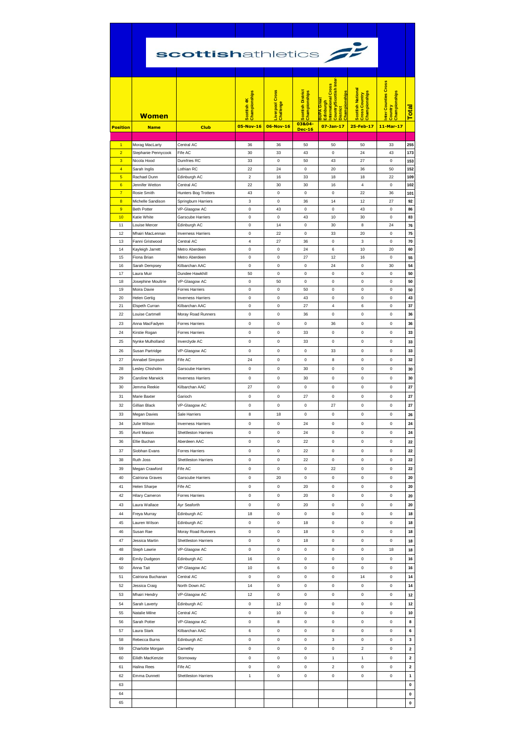**scottish**athletics

| Women | | | Scottish 4K Championships | Liverpool Cross Challenge | Scottish District Championships | BUPA Great Edinburgh International Cross Country/Scottish Inter District Championships | Scottish National Cross Country Championships | Inter Counties Cross Country Championships | Total |
|---|---|---|---|---|---|---|---|---|---|
| **Position** | **Name** | **Club** | **05-Nov-16** | **06-Nov-16** | **03&04-Dec-16** | **07-Jan-17** | **25-Feb-17** | **11-Mar-17** | |
| 1 | Morag MacLarty | Central AC | 36 | 36 | 50 | 50 | 50 | 33 | 255 |
| 2 | Stephanie Pennycook | Fife AC | 30 | 33 | 43 | 0 | 24 | 43 | 173 |
| 3 | Nicola Hood | Dumfries RC | 33 | 0 | 50 | 43 | 27 | 0 | 153 |
| 4 | Sarah Inglis | Lothian RC | 22 | 24 | 0 | 20 | 36 | 50 | 152 |
| 5 | Rachael Dunn | Edinburgh AC | 2 | 16 | 33 | 18 | 18 | 22 | 109 |
| 6 | Jennifer Wetton | Central AC | 22 | 30 | 30 | 16 | 4 | 0 | 102 |
| 7 | Rosie Smith | Hunters Bog Trotters | 43 | 0 | 0 | 0 | 22 | 36 | 101 |
| 8 | Michelle Sandison | Springburn Harriers | 3 | 0 | 36 | 14 | 12 | 27 | 92 |
| 9 | Beth Potter | VP-Glasgow AC | 0 | 43 | 0 | 0 | 43 | 0 | 86 |
| 10 | Katie White | Garscube Harriers | 0 | 0 | 43 | 10 | 30 | 0 | 83 |
| 11 | Louise Mercer | Edinburgh AC | 0 | 14 | 0 | 30 | 8 | 24 | 76 |
| 12 | Mhairi MacLennan | Inverness Harriers | 0 | 22 | 0 | 33 | 20 | 0 | 75 |
| 13 | Fanni Gristwood | Central AC | 4 | 27 | 36 | 0 | 3 | 0 | 70 |
| 14 | Kayleigh Jarrett | Metro Aberdeen | 0 | 0 | 24 | 6 | 10 | 20 | 60 |
| 15 | Fiona Brian | Metro Aberdeen | 0 | 0 | 27 | 12 | 16 | 0 | 55 |
| 16 | Sarah Dempsey | Kilbarchan AAC | 0 | 0 | 0 | 24 | 0 | 30 | 54 |
| 17 | Laura Muir | Dundee Hawkhill | 50 | 0 | 0 | 0 | 0 | 0 | 50 |
| 18 | Josephine Moultrie | VP-Glasgow AC | 0 | 50 | 0 | 0 | 0 | 0 | 50 |
| 19 | Moira Davie | Forres Harriers | 0 | 0 | 50 | 0 | 0 | 0 | 50 |
| 20 | Helen Gertig | Inverness Harriers | 0 | 0 | 43 | 0 | 0 | 0 | 43 |
| 21 | Elspeth Curran | Kilbarchan AAC | 0 | 0 | 27 | 4 | 6 | 0 | 37 |
| 22 | Louise Cartmell | Moray Road Runners | 0 | 0 | 36 | 0 | 0 | 0 | 36 |
| 23 | Anna MacFadyen | Forres Harriers | 0 | 0 | 0 | 36 | 0 | 0 | 36 |
| 24 | Kirstie Rogan | Forres Harriers | 0 | 0 | 33 | 0 | 0 | 0 | 33 |
| 25 | Nynke Mulholland | Inverclyde AC | 0 | 0 | 33 | 0 | 0 | 0 | 33 |
| 26 | Susan Partridge | VP-Glasgow AC | 0 | 0 | 0 | 33 | 0 | 0 | 33 |
| 27 | Annabel Simpson | Fife AC | 24 | 0 | 0 | 8 | 0 | 0 | 32 |
| 28 | Lesley Chisholm | Garscube Harriers | 0 | 0 | 30 | 0 | 0 | 0 | 30 |
| 29 | Caroline Marwick | Inverness Harriers | 0 | 0 | 30 | 0 | 0 | 0 | 30 |
| 30 | Jemma Reekie | Kilbarchan AAC | 27 | 0 | 0 | 0 | 0 | 0 | 27 |
| 31 | Marie Baxter | Garioch | 0 | 0 | 27 | 0 | 0 | 0 | 27 |
| 32 | Gillian Black | VP-Glasgow AC | 0 | 0 | 0 | 27 | 0 | 0 | 27 |
| 33 | Megan Davies | Sale Harriers | 8 | 18 | 0 | 0 | 0 | 0 | 26 |
| 34 | Julie Wilson | Inverness Harriers | 0 | 0 | 24 | 0 | 0 | 0 | 24 |
| 35 | Avril Mason | Shettleston Harriers | 0 | 0 | 24 | 0 | 0 | 0 | 24 |
| 36 | Ellie Buchan | Aberdeen AAC | 0 | 0 | 22 | 0 | 0 | 0 | 22 |
| 37 | Siobhan Evans | Forres Harriers | 0 | 0 | 22 | 0 | 0 | 0 | 22 |
| 38 | Ruth Joss | Shettleston Harriers | 0 | 0 | 22 | 0 | 0 | 0 | 22 |
| 39 | Megan Crawford | Fife AC | 0 | 0 | 0 | 22 | 0 | 0 | 22 |
| 40 | Catriona Graves | Garscube Harriers | 0 | 20 | 0 | 0 | 0 | 0 | 20 |
| 41 | Helen Sharpe | Fife AC | 0 | 0 | 20 | 0 | 0 | 0 | 20 |
| 42 | Hilary Cameron | Forres Harriers | 0 | 0 | 20 | 0 | 0 | 0 | 20 |
| 43 | Laura Wallace | Ayr Seaforth | 0 | 0 | 20 | 0 | 0 | 0 | 20 |
| 44 | Freya Murray | Edinburgh AC | 18 | 0 | 0 | 0 | 0 | 0 | 18 |
| 45 | Lauren Wilson | Edinburgh AC | 0 | 0 | 18 | 0 | 0 | 0 | 18 |
| 46 | Susan Rae | Moray Road Runners | 0 | 0 | 18 | 0 | 0 | 0 | 18 |
| 47 | Jessica Martin | Shettleston Harriers | 0 | 0 | 18 | 0 | 0 | 0 | 18 |
| 48 | Steph Lawrie | VP-Glasgow AC | 0 | 0 | 0 | 0 | 0 | 18 | 18 |
| 49 | Emily Dudgeon | Edinburgh AC | 16 | 0 | 0 | 0 | 0 | 0 | 16 |
| 50 | Anna Tait | VP-Glasgow AC | 10 | 6 | 0 | 0 | 0 | 0 | 16 |
| 51 | Catriona Buchanan | Central AC | 0 | 0 | 0 | 0 | 14 | 0 | 14 |
| 52 | Jessica Craig | North Down AC | 14 | 0 | 0 | 0 | 0 | 0 | 14 |
| 53 | Mhairi Hendry | VP-Glasgow AC | 12 | 0 | 0 | 0 | 0 | 0 | 12 |
| 54 | Sarah Laverty | Edinburgh AC | 0 | 12 | 0 | 0 | 0 | 0 | 12 |
| 55 | Natalie Milne | Central AC | 0 | 10 | 0 | 0 | 0 | 0 | 10 |
| 56 | Sarah Potter | VP-Glasgow AC | 0 | 8 | 0 | 0 | 0 | 0 | 8 |
| 57 | Laura Stark | Kilbarchan AAC | 6 | 0 | 0 | 0 | 0 | 0 | 6 |
| 58 | Rebecca Burns | Edinburgh AC | 0 | 0 | 0 | 3 | 0 | 0 | 3 |
| 59 | Charlotte Morgan | Carnethy | 0 | 0 | 0 | 0 | 2 | 0 | 2 |
| 60 | Eilidh MacKenzie | Stornoway | 0 | 0 | 0 | 1 | 1 | 0 | 2 |
| 61 | Halina Rees | Fife AC | 0 | 0 | 0 | 2 | 0 | 0 | 2 |
| 62 | Emma Dunnett | Shettleston Harriers | 1 | 0 | 0 | 0 | 0 | 0 | 1 |
| 63 | | | | | | | | | 0 |
| 64 | | | | | | | | | 0 |
| 65 | | | | | | | | | 0 |